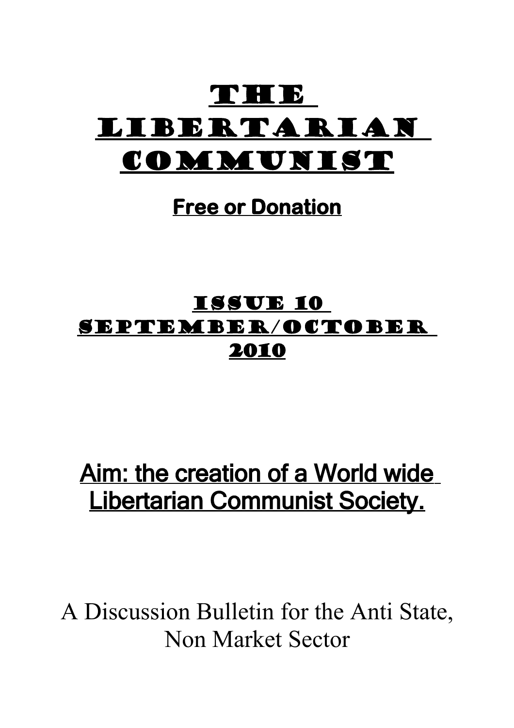# The Libertarian Communist

**Free or Donation**

## Issue 10 September/October 2010

## Aim: the creation of a World wide Libertarian Communist Society.

A Discussion Bulletin for the Anti State, Non Market Sector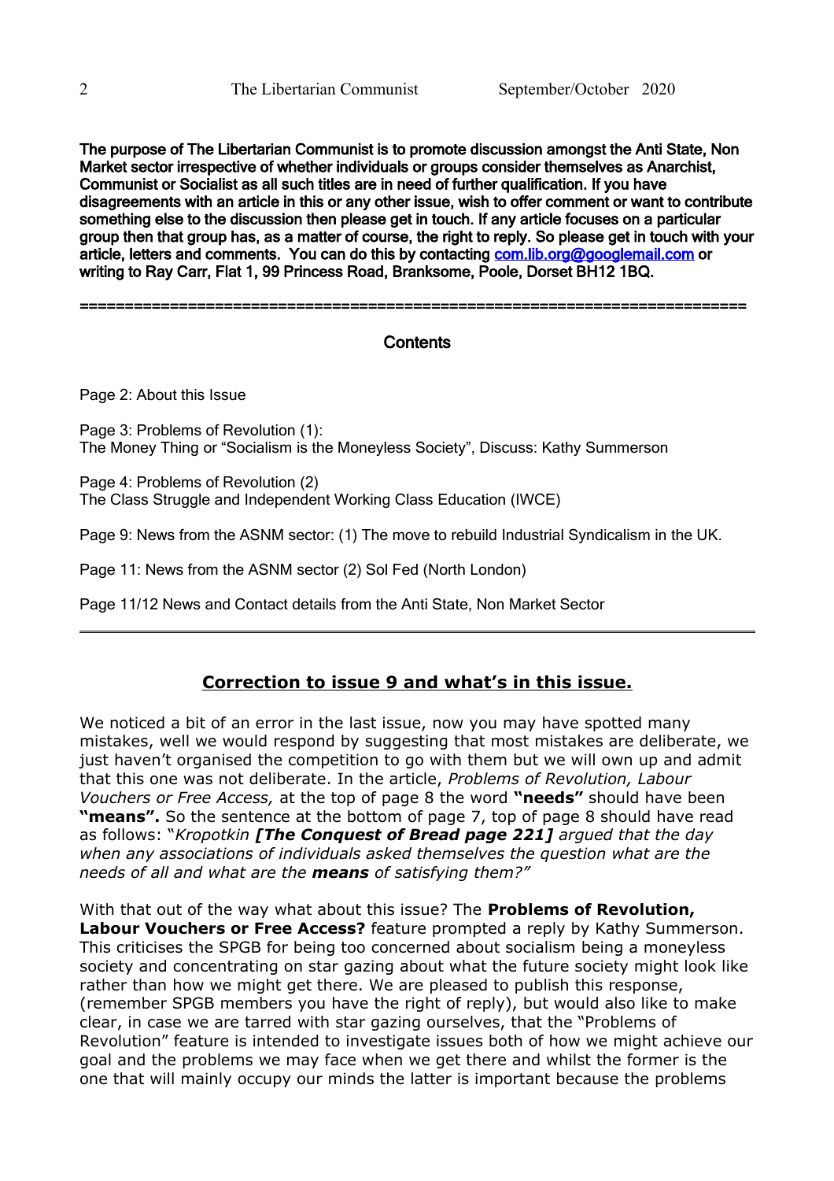**The purpose of The Libertarian Communist is to promote discussion amongst the Anti State, Non Market sector irrespective of whether individuals or groups consider themselves as Anarchist, Communist or Socialist as all such titles are in need of further qualification. If you have disagreements with an article in this or any other issue, wish to offer comment or want to contribute something else to the discussion then please get in touch. If any article focuses on a particular group then that group has, as a matter of course, the right to reply. So please get in touch with your article, letters and comments. You can do this by contacting com.lib.org@googlemail.com or writing to Ray Carr, Flat 1, 99 Princess Road, Branksome, Poole, Dorset BH12 1BQ.**

---

## Contents

Page 2: About this Issue

Page 3: Problems of Revolution (1):
The Money Thing or "Socialism is the Moneyless Society", Discuss: Kathy Summerson

Page 4: Problems of Revolution (2)
The Class Struggle and Independent Working Class Education (IWCE)

Page 9: News from the ASNM sector: (1) The move to rebuild Industrial Syndicalism in the UK.

Page 11: News from the ASNM sector (2) Sol Fed (North London)

Page 11/12 News and Contact details from the Anti State, Non Market Sector

---

## Correction to issue 9 and what's in this issue.

We noticed a bit of an error in the last issue, now you may have spotted many mistakes, well we would respond by suggesting that most mistakes are deliberate, we just haven't organised the competition to go with them but we will own up and admit that this one was not deliberate. In the article, *Problems of Revolution, Labour Vouchers or Free Access,* at the top of page 8 the word **"needs"** should have been **"means".** So the sentence at the bottom of page 7, top of page 8 should have read as follows: "*Kropotkin **[The Conquest of Bread page 221]** argued that the day when any associations of individuals asked themselves the question what are the needs of all and what are the **means** of satisfying them?"*

With that out of the way what about this issue? The **Problems of Revolution, Labour Vouchers or Free Access?** feature prompted a reply by Kathy Summerson. This criticises the SPGB for being too concerned about socialism being a moneyless society and concentrating on star gazing about what the future society might look like rather than how we might get there. We are pleased to publish this response, (remember SPGB members you have the right of reply), but would also like to make clear, in case we are tarred with star gazing ourselves, that the "Problems of Revolution" feature is intended to investigate issues both of how we might achieve our goal and the problems we may face when we get there and whilst the former is the one that will mainly occupy our minds the latter is important because the problems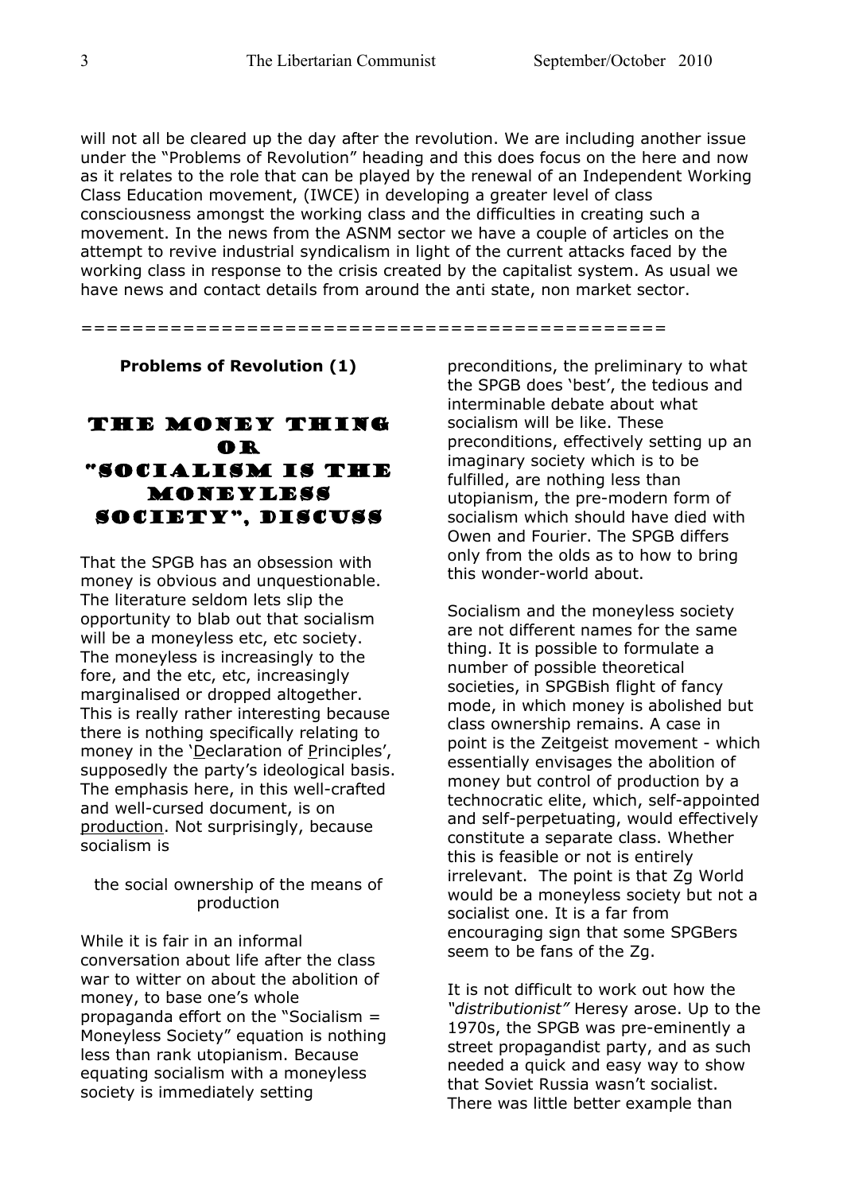will not all be cleared up the day after the revolution. We are including another issue under the "Problems of Revolution" heading and this does focus on the here and now as it relates to the role that can be played by the renewal of an Independent Working Class Education movement, (IWCE) in developing a greater level of class consciousness amongst the working class and the difficulties in creating such a movement. In the news from the ASNM sector we have a couple of articles on the attempt to revive industrial syndicalism in light of the current attacks faced by the working class in response to the crisis created by the capitalist system. As usual we have news and contact details from around the anti state, non market sector.

==============================================

**Problems of Revolution (1)**

# The Money Thing or "Socialism is the Moneyless Society", Discuss

That the SPGB has an obsession with money is obvious and unquestionable. The literature seldom lets slip the opportunity to blab out that socialism will be a moneyless etc, etc society. The moneyless is increasingly to the fore, and the etc, etc, increasingly marginalised or dropped altogether. This is really rather interesting because there is nothing specifically relating to money in the 'Declaration of Principles', supposedly the party's ideological basis. The emphasis here, in this well-crafted and well-cursed document, is on production. Not surprisingly, because socialism is

the social ownership of the means of production

While it is fair in an informal conversation about life after the class war to witter on about the abolition of money, to base one's whole propaganda effort on the "Socialism = Moneyless Society" equation is nothing less than rank utopianism. Because equating socialism with a moneyless society is immediately setting preconditions, the preliminary to what the SPGB does 'best', the tedious and interminable debate about what socialism will be like. These preconditions, effectively setting up an imaginary society which is to be fulfilled, are nothing less than utopianism, the pre-modern form of socialism which should have died with Owen and Fourier. The SPGB differs only from the olds as to how to bring this wonder-world about.

Socialism and the moneyless society are not different names for the same thing. It is possible to formulate a number of possible theoretical societies, in SPGBish flight of fancy mode, in which money is abolished but class ownership remains. A case in point is the Zeitgeist movement - which essentially envisages the abolition of money but control of production by a technocratic elite, which, self-appointed and self-perpetuating, would effectively constitute a separate class. Whether this is feasible or not is entirely irrelevant. The point is that Zg World would be a moneyless society but not a socialist one. It is a far from encouraging sign that some SPGBers seem to be fans of the Zg.

It is not difficult to work out how the *"distributionist"* Heresy arose. Up to the 1970s, the SPGB was pre-eminently a street propagandist party, and as such needed a quick and easy way to show that Soviet Russia wasn't socialist. There was little better example than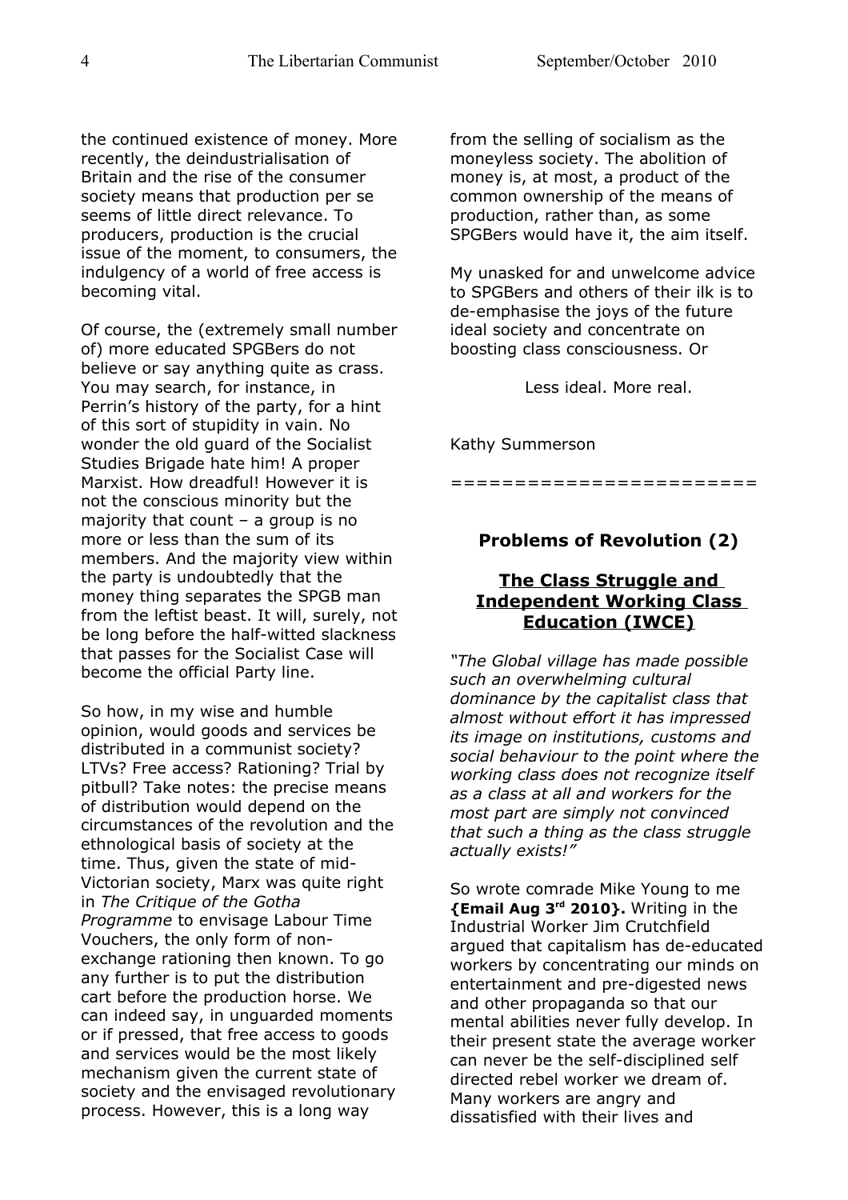the continued existence of money. More recently, the deindustrialisation of Britain and the rise of the consumer society means that production per se seems of little direct relevance. To producers, production is the crucial issue of the moment, to consumers, the indulgency of a world of free access is becoming vital.

Of course, the (extremely small number of) more educated SPGBers do not believe or say anything quite as crass. You may search, for instance, in Perrin's history of the party, for a hint of this sort of stupidity in vain. No wonder the old guard of the Socialist Studies Brigade hate him! A proper Marxist. How dreadful! However it is not the conscious minority but the majority that count – a group is no more or less than the sum of its members. And the majority view within the party is undoubtedly that the money thing separates the SPGB man from the leftist beast. It will, surely, not be long before the half-witted slackness that passes for the Socialist Case will become the official Party line.

So how, in my wise and humble opinion, would goods and services be distributed in a communist society? LTVs? Free access? Rationing? Trial by pitbull? Take notes: the precise means of distribution would depend on the circumstances of the revolution and the ethnological basis of society at the time. Thus, given the state of mid-Victorian society, Marx was quite right in *The Critique of the Gotha Programme* to envisage Labour Time Vouchers, the only form of non-exchange rationing then known. To go any further is to put the distribution cart before the production horse. We can indeed say, in unguarded moments or if pressed, that free access to goods and services would be the most likely mechanism given the current state of society and the envisaged revolutionary process. However, this is a long way from the selling of socialism as the moneyless society. The abolition of money is, at most, a product of the common ownership of the means of production, rather than, as some SPGBers would have it, the aim itself.

My unasked for and unwelcome advice to SPGBers and others of their ilk is to de-emphasise the joys of the future ideal society and concentrate on boosting class consciousness. Or

Less ideal. More real.

Kathy Summerson

=======================

## Problems of Revolution (2)

### The Class Struggle and Independent Working Class Education (IWCE)

*"The Global village has made possible such an overwhelming cultural dominance by the capitalist class that almost without effort it has impressed its image on institutions, customs and social behaviour to the point where the working class does not recognize itself as a class at all and workers for the most part are simply not convinced that such a thing as the class struggle actually exists!"*

So wrote comrade Mike Young to me **{Email Aug 3rd 2010}.** Writing in the Industrial Worker Jim Crutchfield argued that capitalism has de-educated workers by concentrating our minds on entertainment and pre-digested news and other propaganda so that our mental abilities never fully develop. In their present state the average worker can never be the self-disciplined self directed rebel worker we dream of. Many workers are angry and dissatisfied with their lives and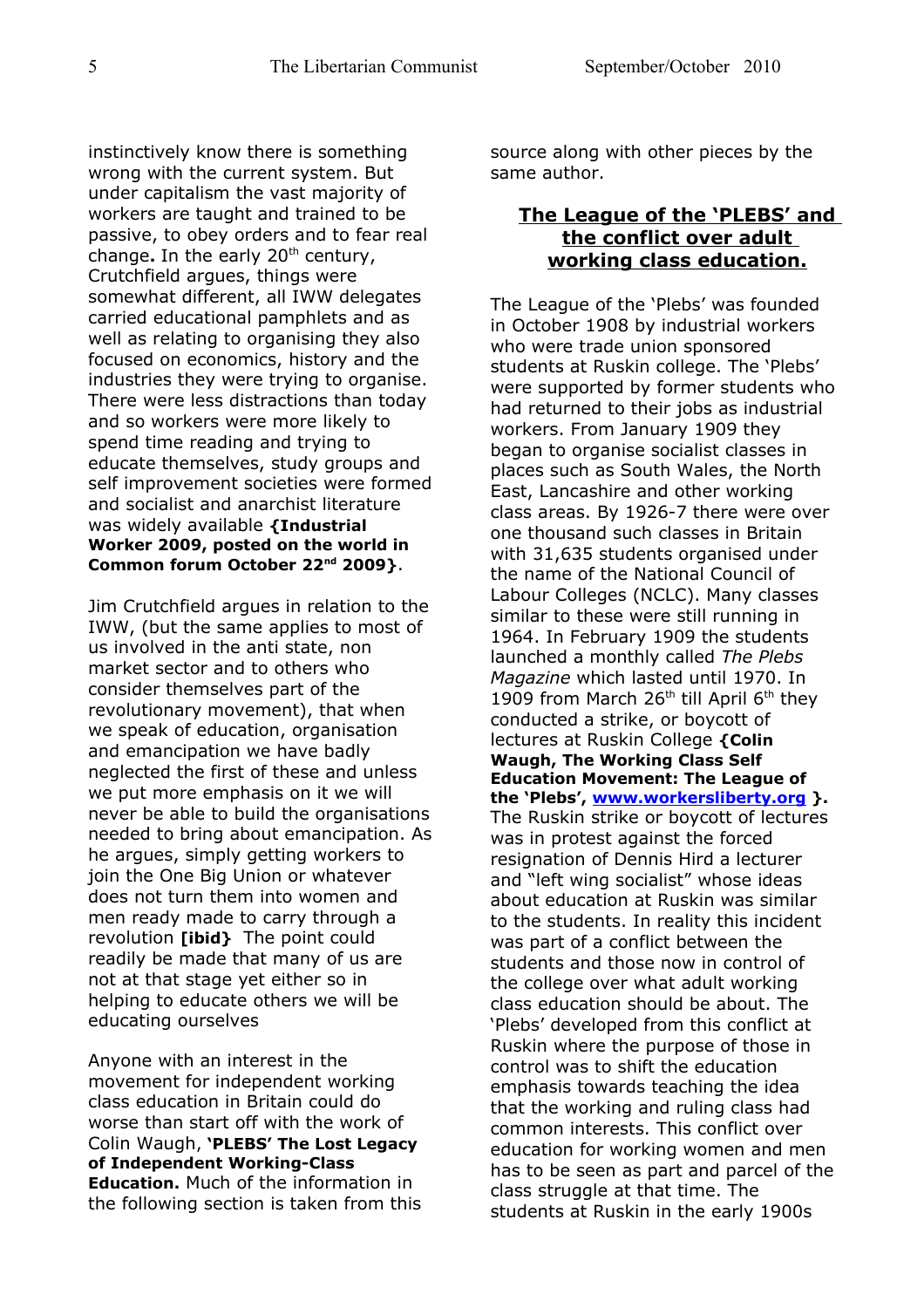instinctively know there is something wrong with the current system. But under capitalism the vast majority of workers are taught and trained to be passive, to obey orders and to fear real change**.** In the early 20th century, Crutchfield argues, things were somewhat different, all IWW delegates carried educational pamphlets and as well as relating to organising they also focused on economics, history and the industries they were trying to organise. There were less distractions than today and so workers were more likely to spend time reading and trying to educate themselves, study groups and self improvement societies were formed and socialist and anarchist literature was widely available **{Industrial Worker 2009, posted on the world in Common forum October 22nd 2009}**.

Jim Crutchfield argues in relation to the IWW, (but the same applies to most of us involved in the anti state, non market sector and to others who consider themselves part of the revolutionary movement), that when we speak of education, organisation and emancipation we have badly neglected the first of these and unless we put more emphasis on it we will never be able to build the organisations needed to bring about emancipation. As he argues, simply getting workers to join the One Big Union or whatever does not turn them into women and men ready made to carry through a revolution **[ibid}** The point could readily be made that many of us are not at that stage yet either so in helping to educate others we will be educating ourselves

Anyone with an interest in the movement for independent working class education in Britain could do worse than start off with the work of Colin Waugh, **'PLEBS' The Lost Legacy of Independent Working-Class Education.** Much of the information in the following section is taken from this source along with other pieces by the same author.

## The League of the 'PLEBS' and the conflict over adult working class education.

The League of the 'Plebs' was founded in October 1908 by industrial workers who were trade union sponsored students at Ruskin college. The 'Plebs' were supported by former students who had returned to their jobs as industrial workers. From January 1909 they began to organise socialist classes in places such as South Wales, the North East, Lancashire and other working class areas. By 1926-7 there were over one thousand such classes in Britain with 31,635 students organised under the name of the National Council of Labour Colleges (NCLC). Many classes similar to these were still running in 1964. In February 1909 the students launched a monthly called *The Plebs Magazine* which lasted until 1970. In 1909 from March 26th till April 6th they conducted a strike, or boycott of lectures at Ruskin College **{Colin Waugh, The Working Class Self Education Movement: The League of the 'Plebs', www.workersliberty.org }.** The Ruskin strike or boycott of lectures was in protest against the forced resignation of Dennis Hird a lecturer and "left wing socialist" whose ideas about education at Ruskin was similar to the students. In reality this incident was part of a conflict between the students and those now in control of the college over what adult working class education should be about. The 'Plebs' developed from this conflict at Ruskin where the purpose of those in control was to shift the education emphasis towards teaching the idea that the working and ruling class had common interests. This conflict over education for working women and men has to be seen as part and parcel of the class struggle at that time. The students at Ruskin in the early 1900s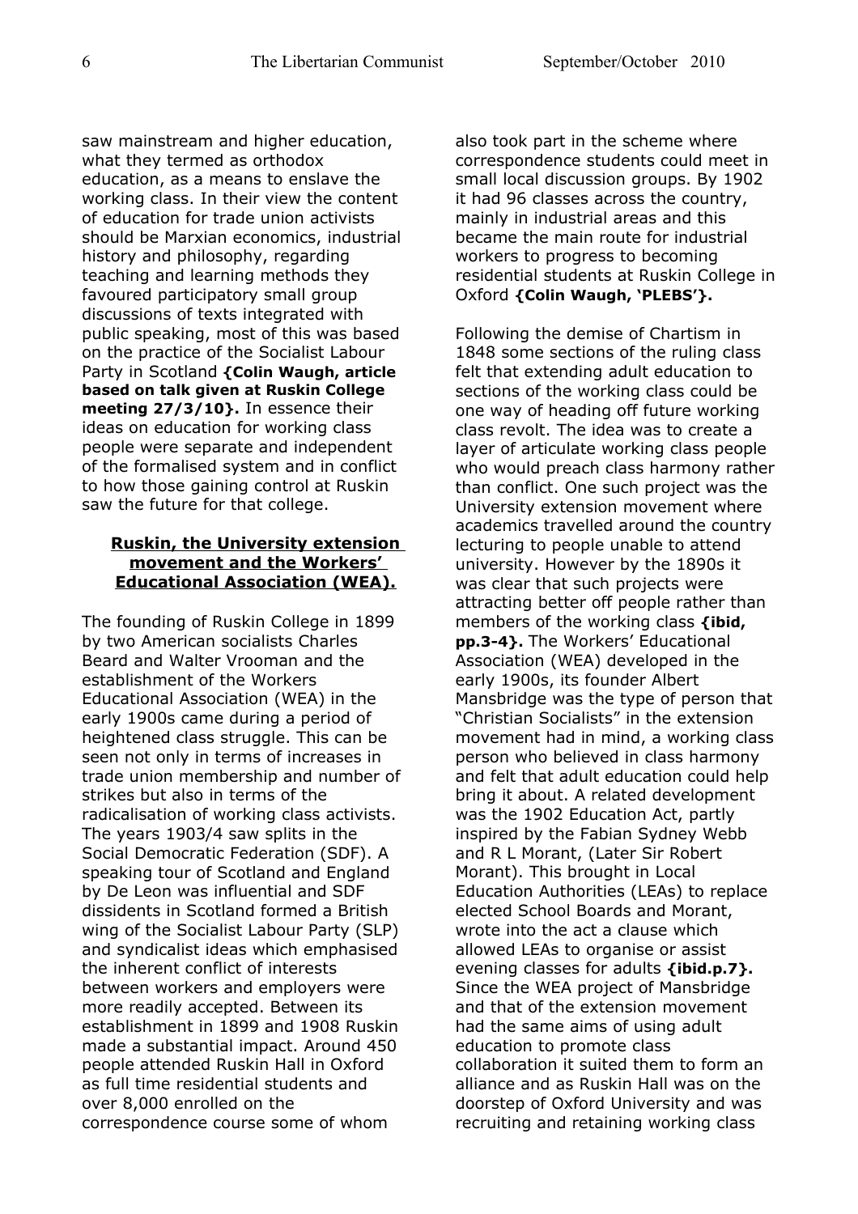saw mainstream and higher education, what they termed as orthodox education, as a means to enslave the working class. In their view the content of education for trade union activists should be Marxian economics, industrial history and philosophy, regarding teaching and learning methods they favoured participatory small group discussions of texts integrated with public speaking, most of this was based on the practice of the Socialist Labour Party in Scotland **{Colin Waugh, article based on talk given at Ruskin College meeting 27/3/10}.** In essence their ideas on education for working class people were separate and independent of the formalised system and in conflict to how those gaining control at Ruskin saw the future for that college.

## **Ruskin, the University extension movement and the Workers' Educational Association (WEA).**

The founding of Ruskin College in 1899 by two American socialists Charles Beard and Walter Vrooman and the establishment of the Workers Educational Association (WEA) in the early 1900s came during a period of heightened class struggle. This can be seen not only in terms of increases in trade union membership and number of strikes but also in terms of the radicalisation of working class activists. The years 1903/4 saw splits in the Social Democratic Federation (SDF). A speaking tour of Scotland and England by De Leon was influential and SDF dissidents in Scotland formed a British wing of the Socialist Labour Party (SLP) and syndicalist ideas which emphasised the inherent conflict of interests between workers and employers were more readily accepted. Between its establishment in 1899 and 1908 Ruskin made a substantial impact. Around 450 people attended Ruskin Hall in Oxford as full time residential students and over 8,000 enrolled on the correspondence course some of whom also took part in the scheme where correspondence students could meet in small local discussion groups. By 1902 it had 96 classes across the country, mainly in industrial areas and this became the main route for industrial workers to progress to becoming residential students at Ruskin College in Oxford **{Colin Waugh, 'PLEBS'}.**

Following the demise of Chartism in 1848 some sections of the ruling class felt that extending adult education to sections of the working class could be one way of heading off future working class revolt. The idea was to create a layer of articulate working class people who would preach class harmony rather than conflict. One such project was the University extension movement where academics travelled around the country lecturing to people unable to attend university. However by the 1890s it was clear that such projects were attracting better off people rather than members of the working class **{ibid, pp.3-4}.** The Workers' Educational Association (WEA) developed in the early 1900s, its founder Albert Mansbridge was the type of person that "Christian Socialists" in the extension movement had in mind, a working class person who believed in class harmony and felt that adult education could help bring it about. A related development was the 1902 Education Act, partly inspired by the Fabian Sydney Webb and R L Morant, (Later Sir Robert Morant). This brought in Local Education Authorities (LEAs) to replace elected School Boards and Morant, wrote into the act a clause which allowed LEAs to organise or assist evening classes for adults **{ibid.p.7}.** Since the WEA project of Mansbridge and that of the extension movement had the same aims of using adult education to promote class collaboration it suited them to form an alliance and as Ruskin Hall was on the doorstep of Oxford University and was recruiting and retaining working class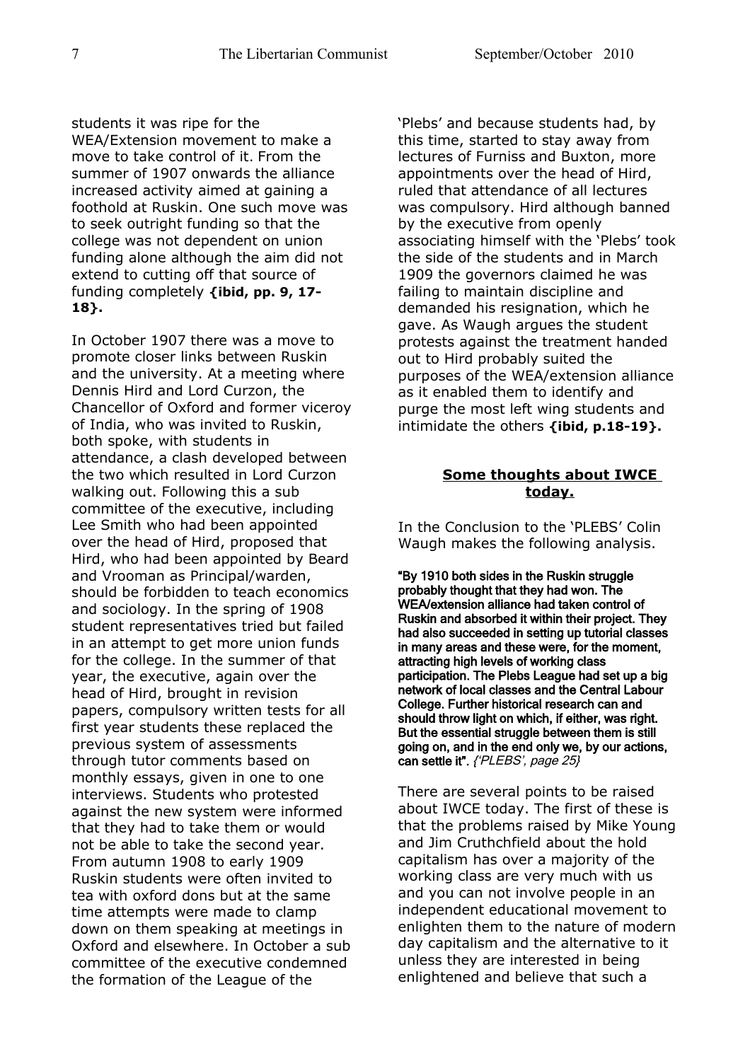students it was ripe for the WEA/Extension movement to make a move to take control of it. From the summer of 1907 onwards the alliance increased activity aimed at gaining a foothold at Ruskin. One such move was to seek outright funding so that the college was not dependent on union funding alone although the aim did not extend to cutting off that source of funding completely **{ibid, pp. 9, 17-18}.**

In October 1907 there was a move to promote closer links between Ruskin and the university. At a meeting where Dennis Hird and Lord Curzon, the Chancellor of Oxford and former viceroy of India, who was invited to Ruskin, both spoke, with students in attendance, a clash developed between the two which resulted in Lord Curzon walking out. Following this a sub committee of the executive, including Lee Smith who had been appointed over the head of Hird, proposed that Hird, who had been appointed by Beard and Vrooman as Principal/warden, should be forbidden to teach economics and sociology. In the spring of 1908 student representatives tried but failed in an attempt to get more union funds for the college. In the summer of that year, the executive, again over the head of Hird, brought in revision papers, compulsory written tests for all first year students these replaced the previous system of assessments through tutor comments based on monthly essays, given in one to one interviews. Students who protested against the new system were informed that they had to take them or would not be able to take the second year. From autumn 1908 to early 1909 Ruskin students were often invited to tea with oxford dons but at the same time attempts were made to clamp down on them speaking at meetings in Oxford and elsewhere. In October a sub committee of the executive condemned the formation of the League of the 'Plebs' and because students had, by this time, started to stay away from lectures of Furniss and Buxton, more appointments over the head of Hird, ruled that attendance of all lectures was compulsory. Hird although banned by the executive from openly associating himself with the 'Plebs' took the side of the students and in March 1909 the governors claimed he was failing to maintain discipline and demanded his resignation, which he gave. As Waugh argues the student protests against the treatment handed out to Hird probably suited the purposes of the WEA/extension alliance as it enabled them to identify and purge the most left wing students and intimidate the others **{ibid, p.18-19}.**

## Some thoughts about IWCE today.

In the Conclusion to the 'PLEBS' Colin Waugh makes the following analysis.

**"By 1910 both sides in the Ruskin struggle probably thought that they had won. The WEA/extension alliance had taken control of Ruskin and absorbed it within their project. They had also succeeded in setting up tutorial classes in many areas and these were, for the moment, attracting high levels of working class participation. The Plebs League had set up a big network of local classes and the Central Labour College. Further historical research can and should throw light on which, if either, was right. But the essential struggle between them is still going on, and in the end only we, by our actions, can settle it".** *{'PLEBS', page 25}*

There are several points to be raised about IWCE today. The first of these is that the problems raised by Mike Young and Jim Cruthchfield about the hold capitalism has over a majority of the working class are very much with us and you can not involve people in an independent educational movement to enlighten them to the nature of modern day capitalism and the alternative to it unless they are interested in being enlightened and believe that such a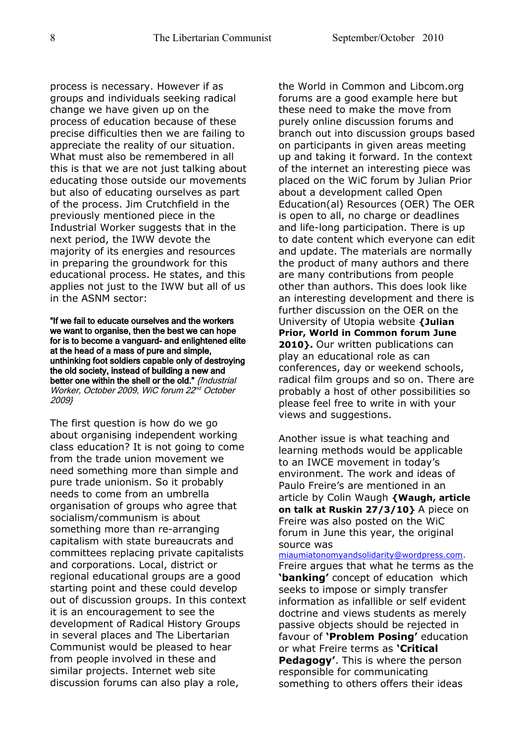process is necessary. However if as groups and individuals seeking radical change we have given up on the process of education because of these precise difficulties then we are failing to appreciate the reality of our situation. What must also be remembered in all this is that we are not just talking about educating those outside our movements but also of educating ourselves as part of the process. Jim Crutchfield in the previously mentioned piece in the Industrial Worker suggests that in the next period, the IWW devote the majority of its energies and resources in preparing the groundwork for this educational process. He states, and this applies not just to the IWW but all of us in the ASNM sector:

**"If we fail to educate ourselves and the workers we want to organise, then the best we can hope for is to become a vanguard- and enlightened elite at the head of a mass of pure and simple, unthinking foot soldiers capable only of destroying the old society, instead of building a new and better one within the shell or the old."** *{Industrial Worker, October 2009, WiC forum 22nd October 2009}*

The first question is how do we go about organising independent working class education? It is not going to come from the trade union movement we need something more than simple and pure trade unionism. So it probably needs to come from an umbrella organisation of groups who agree that socialism/communism is about something more than re-arranging capitalism with state bureaucrats and committees replacing private capitalists and corporations. Local, district or regional educational groups are a good starting point and these could develop out of discussion groups. In this context it is an encouragement to see the development of Radical History Groups in several places and The Libertarian Communist would be pleased to hear from people involved in these and similar projects. Internet web site discussion forums can also play a role, the World in Common and Libcom.org forums are a good example here but these need to make the move from purely online discussion forums and branch out into discussion groups based on participants in given areas meeting up and taking it forward. In the context of the internet an interesting piece was placed on the WiC forum by Julian Prior about a development called Open Education(al) Resources (OER) The OER is open to all, no charge or deadlines and life-long participation. There is up to date content which everyone can edit and update. The materials are normally the product of many authors and there are many contributions from people other than authors. This does look like an interesting development and there is further discussion on the OER on the University of Utopia website **{Julian Prior, World in Common forum June 2010}.** Our written publications can play an educational role as can conferences, day or weekend schools, radical film groups and so on. There are probably a host of other possibilities so please feel free to write in with your views and suggestions.

Another issue is what teaching and learning methods would be applicable to an IWCE movement in today's environment. The work and ideas of Paulo Freire's are mentioned in an article by Colin Waugh **{Waugh, article on talk at Ruskin 27/3/10}** A piece on Freire was also posted on the WiC forum in June this year, the original source was miaumiatonomyandsolidarity@wordpress.com. Freire argues that what he terms as the **'banking'** concept of education which seeks to impose or simply transfer information as infallible or self evident doctrine and views students as merely passive objects should be rejected in favour of **'Problem Posing'** education or what Freire terms as **'Critical Pedagogy'**. This is where the person responsible for communicating something to others offers their ideas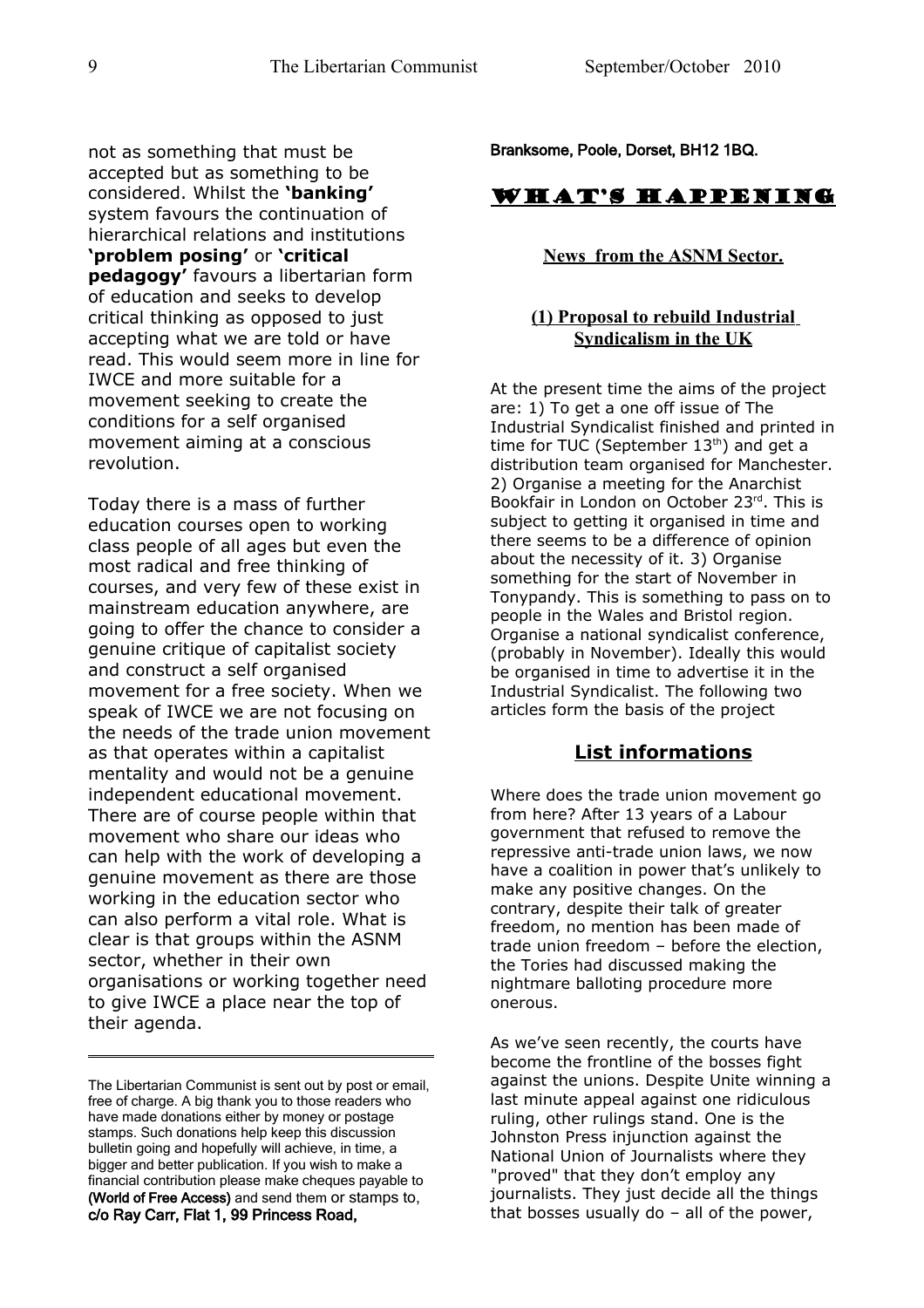not as something that must be accepted but as something to be considered. Whilst the **'banking'** system favours the continuation of hierarchical relations and institutions **'problem posing'** or **'critical pedagogy'** favours a libertarian form of education and seeks to develop critical thinking as opposed to just accepting what we are told or have read. This would seem more in line for IWCE and more suitable for a movement seeking to create the conditions for a self organised movement aiming at a conscious revolution.

Today there is a mass of further education courses open to working class people of all ages but even the most radical and free thinking of courses, and very few of these exist in mainstream education anywhere, are going to offer the chance to consider a genuine critique of capitalist society and construct a self organised movement for a free society. When we speak of IWCE we are not focusing on the needs of the trade union movement as that operates within a capitalist mentality and would not be a genuine independent educational movement. There are of course people within that movement who share our ideas who can help with the work of developing a genuine movement as there are those working in the education sector who can also perform a vital role. What is clear is that groups within the ASNM sector, whether in their own organisations or working together need to give IWCE a place near the top of their agenda.

---

The Libertarian Communist is sent out by post or email, free of charge. A big thank you to those readers who have made donations either by money or postage stamps. Such donations help keep this discussion bulletin going and hopefully will achieve, in time, a bigger and better publication. If you wish to make a financial contribution please make cheques payable to **(World of Free Access)** and send them or stamps to, **c/o Ray Carr, Flat 1, 99 Princess Road, Branksome, Poole, Dorset, BH12 1BQ.**

# WHAT'S HAPPENING

### News from the ASNM Sector.

### (1) Proposal to rebuild Industrial Syndicalism in the UK

At the present time the aims of the project are: 1) To get a one off issue of The Industrial Syndicalist finished and printed in time for TUC (September 13th) and get a distribution team organised for Manchester. 2) Organise a meeting for the Anarchist Bookfair in London on October 23rd. This is subject to getting it organised in time and there seems to be a difference of opinion about the necessity of it. 3) Organise something for the start of November in Tonypandy. This is something to pass on to people in the Wales and Bristol region. Organise a national syndicalist conference, (probably in November). Ideally this would be organised in time to advertise it in the Industrial Syndicalist. The following two articles form the basis of the project

## List informations

Where does the trade union movement go from here? After 13 years of a Labour government that refused to remove the repressive anti-trade union laws, we now have a coalition in power that's unlikely to make any positive changes. On the contrary, despite their talk of greater freedom, no mention has been made of trade union freedom – before the election, the Tories had discussed making the nightmare balloting procedure more onerous.

As we've seen recently, the courts have become the frontline of the bosses fight against the unions. Despite Unite winning a last minute appeal against one ridiculous ruling, other rulings stand. One is the Johnston Press injunction against the National Union of Journalists where they "proved" that they don't employ any journalists. They just decide all the things that bosses usually do – all of the power,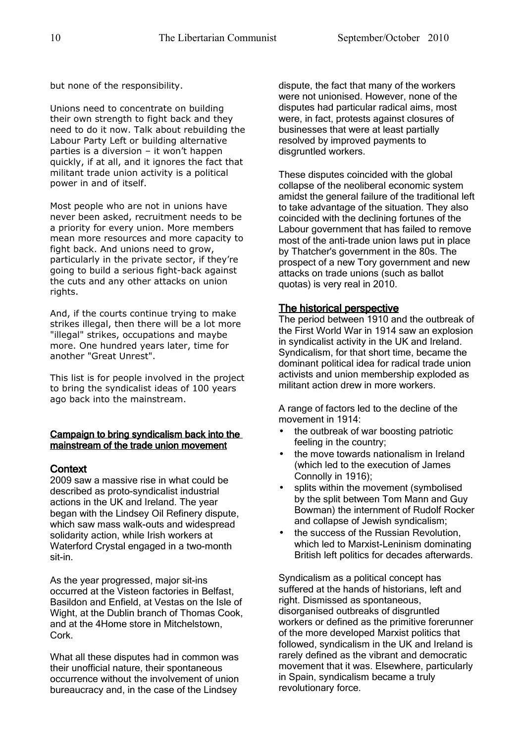but none of the responsibility.

Unions need to concentrate on building their own strength to fight back and they need to do it now. Talk about rebuilding the Labour Party Left or building alternative parties is a diversion – it won't happen quickly, if at all, and it ignores the fact that militant trade union activity is a political power in and of itself.

Most people who are not in unions have never been asked, recruitment needs to be a priority for every union. More members mean more resources and more capacity to fight back. And unions need to grow, particularly in the private sector, if they're going to build a serious fight-back against the cuts and any other attacks on union rights.

And, if the courts continue trying to make strikes illegal, then there will be a lot more "illegal" strikes, occupations and maybe more. One hundred years later, time for another "Great Unrest".

This list is for people involved in the project to bring the syndicalist ideas of 100 years ago back into the mainstream.

## Campaign to bring syndicalism back into the mainstream of the trade union movement

### Context

2009 saw a massive rise in what could be described as proto-syndicalist industrial actions in the UK and Ireland. The year began with the Lindsey Oil Refinery dispute, which saw mass walk-outs and widespread solidarity action, while Irish workers at Waterford Crystal engaged in a two-month sit-in.

As the year progressed, major sit-ins occurred at the Visteon factories in Belfast, Basildon and Enfield, at Vestas on the Isle of Wight, at the Dublin branch of Thomas Cook, and at the 4Home store in Mitchelstown, Cork.

What all these disputes had in common was their unofficial nature, their spontaneous occurrence without the involvement of union bureaucracy and, in the case of the Lindsey dispute, the fact that many of the workers were not unionised. However, none of the disputes had particular radical aims, most were, in fact, protests against closures of businesses that were at least partially resolved by improved payments to disgruntled workers.

These disputes coincided with the global collapse of the neoliberal economic system amidst the general failure of the traditional left to take advantage of the situation. They also coincided with the declining fortunes of the Labour government that has failed to remove most of the anti-trade union laws put in place by Thatcher's government in the 80s. The prospect of a new Tory government and new attacks on trade unions (such as ballot quotas) is very real in 2010.

### The historical perspective

The period between 1910 and the outbreak of the First World War in 1914 saw an explosion in syndicalist activity in the UK and Ireland. Syndicalism, for that short time, became the dominant political idea for radical trade union activists and union membership exploded as militant action drew in more workers.

A range of factors led to the decline of the movement in 1914:

- the outbreak of war boosting patriotic feeling in the country;
- the move towards nationalism in Ireland (which led to the execution of James Connolly in 1916);
- splits within the movement (symbolised by the split between Tom Mann and Guy Bowman) the internment of Rudolf Rocker and collapse of Jewish syndicalism;
- the success of the Russian Revolution, which led to Marxist-Leninism dominating British left politics for decades afterwards.

Syndicalism as a political concept has suffered at the hands of historians, left and right. Dismissed as spontaneous, disorganised outbreaks of disgruntled workers or defined as the primitive forerunner of the more developed Marxist politics that followed, syndicalism in the UK and Ireland is rarely defined as the vibrant and democratic movement that it was. Elsewhere, particularly in Spain, syndicalism became a truly revolutionary force.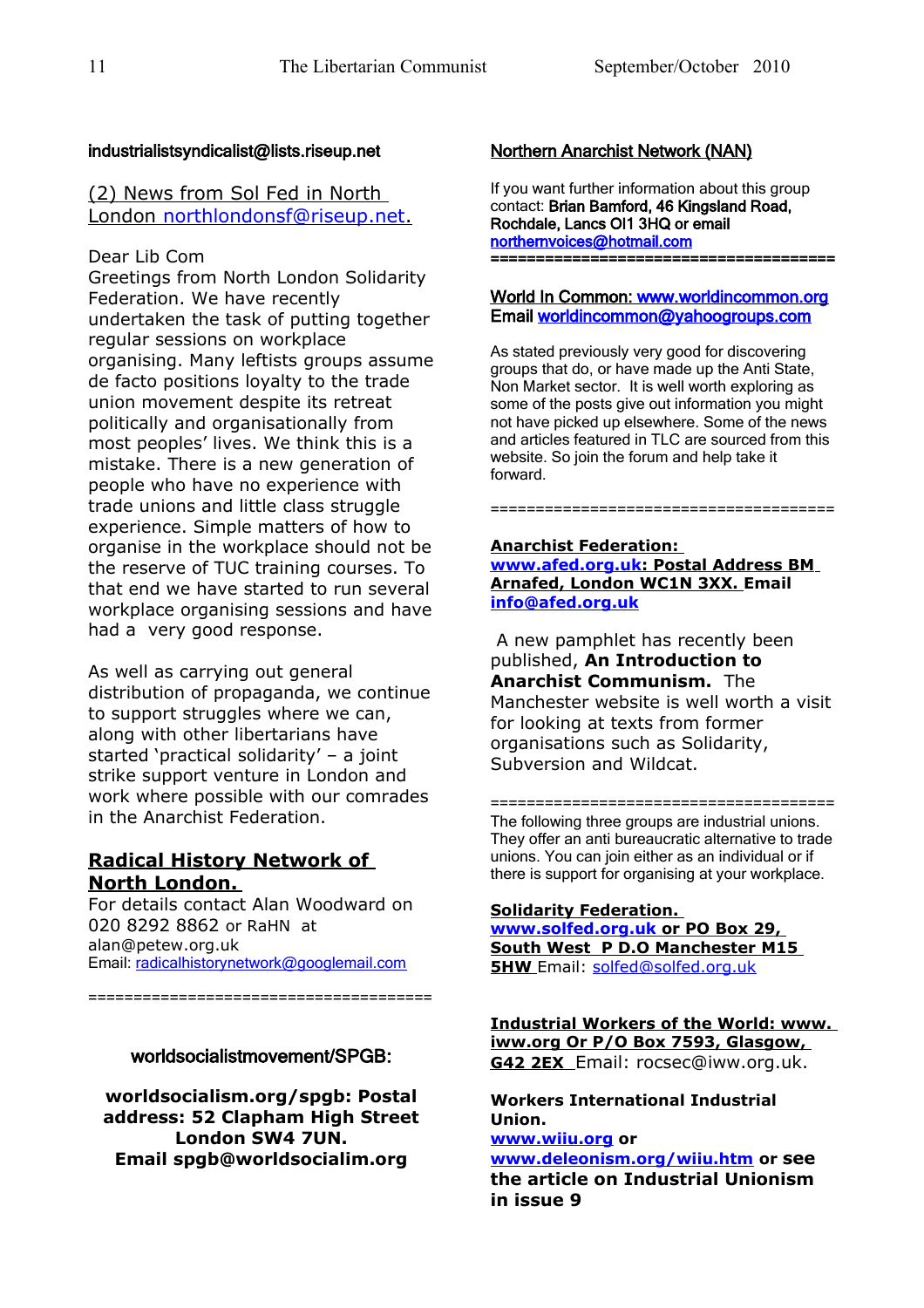**industrialistsyndicalist@lists.riseup.net**

(2) News from Sol Fed in North London northlondonsf@riseup.net.

Dear Lib Com
Greetings from North London Solidarity Federation. We have recently undertaken the task of putting together regular sessions on workplace organising. Many leftists groups assume de facto positions loyalty to the trade union movement despite its retreat politically and organisationally from most peoples' lives. We think this is a mistake. There is a new generation of people who have no experience with trade unions and little class struggle experience. Simple matters of how to organise in the workplace should not be the reserve of TUC training courses. To that end we have started to run several workplace organising sessions and have had a very good response.

As well as carrying out general distribution of propaganda, we continue to support struggles where we can, along with other libertarians have started 'practical solidarity' – a joint strike support venture in London and work where possible with our comrades in the Anarchist Federation.

## Radical History Network of North London.

For details contact Alan Woodward on 020 8292 8862 or RaHN at alan@petew.org.uk
Email: radicalhistorynetwork@googlemail.com

=====================================

**worldsocialistmovement/SPGB:**

**worldsocialism.org/spgb: Postal address: 52 Clapham High Street London SW4 7UN.**
**Email spgb@worldsocialim.org**

**Northern Anarchist Network (NAN)**

If you want further information about this group contact: **Brian Bamford, 46 Kingsland Road, Rochdale, Lancs Ol1 3HQ or email** northernvoices@hotmail.com
=====================================

**World In Common: www.worldincommon.org**
**Email worldincommon@yahoogroups.com**

As stated previously very good for discovering groups that do, or have made up the Anti State, Non Market sector. It is well worth exploring as some of the posts give out information you might not have picked up elsewhere. Some of the news and articles featured in TLC are sourced from this website. So join the forum and help take it forward.

=====================================

**Anarchist Federation: www.afed.org.uk: Postal Address BM Arnafed, London WC1N 3XX. Email info@afed.org.uk**

A new pamphlet has recently been published, **An Introduction to Anarchist Communism.** The Manchester website is well worth a visit for looking at texts from former organisations such as Solidarity, Subversion and Wildcat.

=====================================

The following three groups are industrial unions. They offer an anti bureaucratic alternative to trade unions. You can join either as an individual or if there is support for organising at your workplace.

**Solidarity Federation. www.solfed.org.uk or PO Box 29, South West P D.O Manchester M15 5HW** Email: solfed@solfed.org.uk

**Industrial Workers of the World: www. iww.org Or P/O Box 7593, Glasgow, G42 2EX** Email: rocsec@iww.org.uk.

**Workers International Industrial Union.**
**www.wiiu.org or www.deleonism.org/wiiu.htm or see the article on Industrial Unionism in issue 9**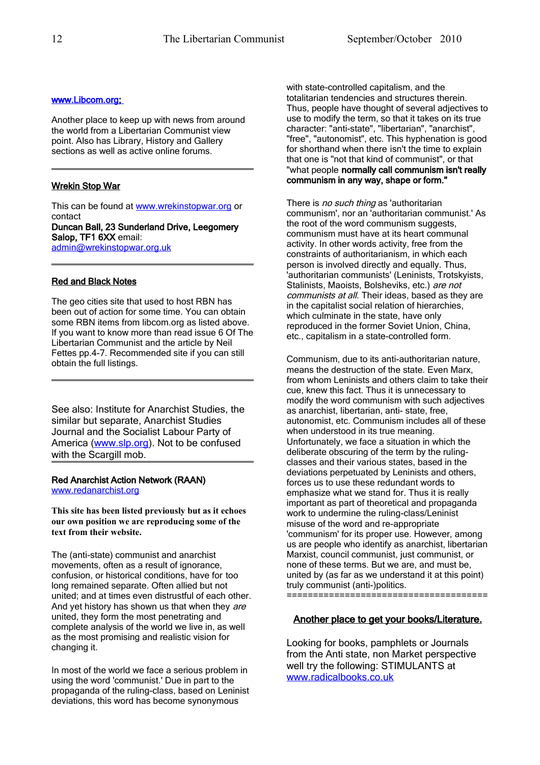### [www.Libcom.org;](http://www.Libcom.org)

Another place to keep up with news from around the world from a Libertarian Communist view point. Also has Library, History and Gallery sections as well as active online forums.

---

### Wrekin Stop War

This can be found at [www.wrekinstopwar.org](http://www.wrekinstopwar.org) or contact
**Duncan Ball, 23 Sunderland Drive, Leegomery Salop, TF1 6XX** email: [admin@wrekinstopwar.org.uk](mailto:admin@wrekinstopwar.org.uk)

---

### Red and Black Notes

The geo cities site that used to host RBN has been out of action for some time. You can obtain some RBN items from libcom.org as listed above. If you want to know more than read issue 6 Of The Libertarian Communist and the article by Neil Fettes pp.4-7. Recommended site if you can still obtain the full listings.

---

See also: Institute for Anarchist Studies, the similar but separate, Anarchist Studies Journal and the Socialist Labour Party of America ([www.slp.org](http://www.slp.org)). Not to be confused with the Scargill mob.

---

### Red Anarchist Action Network (RAAN)

[www.redanarchist.org](http://www.redanarchist.org)

**This site has been listed previously but as it echoes our own position we are reproducing some of the text from their website.**

The (anti-state) communist and anarchist movements, often as a result of ignorance, confusion, or historical conditions, have for too long remained separate. Often allied but not united; and at times even distrustful of each other. And yet history has shown us that when they *are* united, they form the most penetrating and complete analysis of the world we live in, as well as the most promising and realistic vision for changing it.

In most of the world we face a serious problem in using the word 'communist.' Due in part to the propaganda of the ruling-class, based on Leninist deviations, this word has become synonymous with state-controlled capitalism, and the totalitarian tendencies and structures therein. Thus, people have thought of several adjectives to use to modify the term, so that it takes on its true character: "anti-state", "libertarian", "anarchist", "free", "autonomist", etc. This hyphenation is good for shorthand when there isn't the time to explain that one is "not that kind of communist", or that "what people **normally call communism isn't really communism in any way, shape or form."**

There is *no such thing* as 'authoritarian communism', nor an 'authoritarian communist.' As the root of the word communism suggests, communism must have at its heart communal activity. In other words activity, free from the constraints of authoritarianism, in which each person is involved directly and equally. Thus, 'authoritarian communists' (Leninists, Trotskyists, Stalinists, Maoists, Bolsheviks, etc.) *are not communists at all*. Their ideas, based as they are in the capitalist social relation of hierarchies, which culminate in the state, have only reproduced in the former Soviet Union, China, etc., capitalism in a state-controlled form.

Communism, due to its anti-authoritarian nature, means the destruction of the state. Even Marx, from whom Leninists and others claim to take their cue, knew this fact. Thus it is unnecessary to modify the word communism with such adjectives as anarchist, libertarian, anti- state, free, autonomist, etc. Communism includes all of these when understood in its true meaning. Unfortunately, we face a situation in which the deliberate obscuring of the term by the ruling-classes and their various states, based in the deviations perpetuated by Leninists and others, forces us to use these redundant words to emphasize what we stand for. Thus it is really important as part of theoretical and propaganda work to undermine the ruling-class/Leninist misuse of the word and re-appropriate 'communism' for its proper use. However, among us are people who identify as anarchist, libertarian Marxist, council communist, just communist, or none of these terms. But we are, and must be, united by (as far as we understand it at this point) truly communist (anti-)politics.

=====================================

### Another place to get your books/Literature.

Looking for books, pamphlets or Journals from the Anti state, non Market perspective well try the following: STIMULANTS at [www.radicalbooks.co.uk](http://www.radicalbooks.co.uk)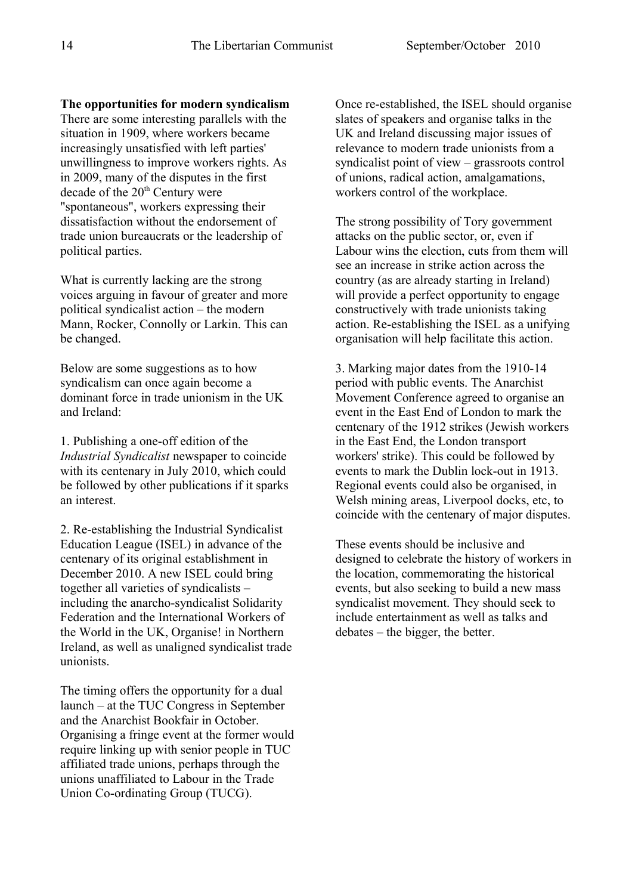**The opportunities for modern syndicalism**

There are some interesting parallels with the situation in 1909, where workers became increasingly unsatisfied with left parties' unwillingness to improve workers rights. As in 2009, many of the disputes in the first decade of the 20th Century were "spontaneous", workers expressing their dissatisfaction without the endorsement of trade union bureaucrats or the leadership of political parties.

What is currently lacking are the strong voices arguing in favour of greater and more political syndicalist action – the modern Mann, Rocker, Connolly or Larkin. This can be changed.

Below are some suggestions as to how syndicalism can once again become a dominant force in trade unionism in the UK and Ireland:

1. Publishing a one-off edition of the *Industrial Syndicalist* newspaper to coincide with its centenary in July 2010, which could be followed by other publications if it sparks an interest.

2. Re-establishing the Industrial Syndicalist Education League (ISEL) in advance of the centenary of its original establishment in December 2010. A new ISEL could bring together all varieties of syndicalists – including the anarcho-syndicalist Solidarity Federation and the International Workers of the World in the UK, Organise! in Northern Ireland, as well as unaligned syndicalist trade unionists.

The timing offers the opportunity for a dual launch – at the TUC Congress in September and the Anarchist Bookfair in October. Organising a fringe event at the former would require linking up with senior people in TUC affiliated trade unions, perhaps through the unions unaffiliated to Labour in the Trade Union Co-ordinating Group (TUCG).

Once re-established, the ISEL should organise slates of speakers and organise talks in the UK and Ireland discussing major issues of relevance to modern trade unionists from a syndicalist point of view – grassroots control of unions, radical action, amalgamations, workers control of the workplace.

The strong possibility of Tory government attacks on the public sector, or, even if Labour wins the election, cuts from them will see an increase in strike action across the country (as are already starting in Ireland) will provide a perfect opportunity to engage constructively with trade unionists taking action. Re-establishing the ISEL as a unifying organisation will help facilitate this action.

3. Marking major dates from the 1910-14 period with public events. The Anarchist Movement Conference agreed to organise an event in the East End of London to mark the centenary of the 1912 strikes (Jewish workers in the East End, the London transport workers' strike). This could be followed by events to mark the Dublin lock-out in 1913. Regional events could also be organised, in Welsh mining areas, Liverpool docks, etc, to coincide with the centenary of major disputes.

These events should be inclusive and designed to celebrate the history of workers in the location, commemorating the historical events, but also seeking to build a new mass syndicalist movement. They should seek to include entertainment as well as talks and debates – the bigger, the better.